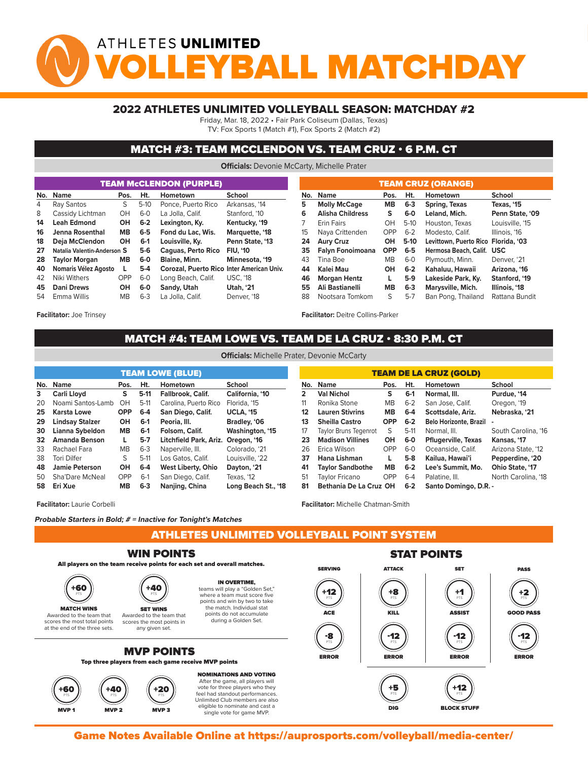# ATHLETES UNLIMITED VOLLEYBALL MATCHDAY

## 2022 ATHLETES UNLIMITED VOLLEYBALL SEASON: MATCHDAY #2

Friday, Mar. 18, 2022 • Fair Park Coliseum (Dallas, Texas)
TV: Fox Sports 1 (Match #1), Fox Sports 2 (Match #2)

## MATCH #3: TEAM MCCLENDON VS. TEAM CRUZ • 6 P.M. CT

**Officials:** Devonie McCarty, Michelle Prater

### TEAM McCLENDON (PURPLE)

| No. | Name | Pos. | Ht. | Hometown | School |
|---|---|---|---|---|---|
| 4 | Ray Santos | S | 5-10 | Ponce, Puerto Rico | Arkansas, '14 |
| 8 | Cassidy Lichtman | OH | 6-0 | La Jolla, Calif. | Stanford, '10 |
| **14** | **Leah Edmond** | **OH** | **6-2** | **Lexington, Ky.** | **Kentucky, '19** |
| **16** | **Jenna Rosenthal** | **MB** | **6-5** | **Fond du Lac, Wis.** | **Marquette, '18** |
| **18** | **Deja McClendon** | **OH** | **6-1** | **Louisville, Ky.** | **Penn State, '13** |
| **27** | **Natalia Valentin-Anderson** | **S** | **5-6** | **Caguas, Perto Rico** | **FIU, '10** |
| **28** | **Taylor Morgan** | **MB** | **6-0** | **Blaine, Minn.** | **Minnesota, '19** |
| **40** | **Nomaris Vélez Agosto** | **L** | **5-4** | **Corozal, Puerto Rico** | **Inter American Univ.** |
| 42 | Niki Withers | OPP | 6-0 | Long Beach, Calif. | USC, '18 |
| **45** | **Dani Drews** | **OH** | **6-0** | **Sandy, Utah** | **Utah, '21** |
| 54 | Emma Willis | MB | 6-3 | La Jolla, Calif. | Denver, '18 |

**Facilitator:** Joe Trinsey

### TEAM CRUZ (ORANGE)

| No. | Name | Pos. | Ht. | Hometown | School |
|---|---|---|---|---|---|
| **5** | **Molly McCage** | **MB** | **6-3** | **Spring, Texas** | **Texas, '15** |
| **6** | **Alisha Childress** | **S** | **6-0** | **Leland, Mich.** | **Penn State, '09** |
| 7 | Erin Fairs | OH | 5-10 | Houston, Texas | Louisville, '15 |
| 15 | Naya Crittenden | OPP | 6-2 | Modesto, Calif. | Illinois, '16 |
| **24** | **Aury Cruz** | **OH** | **5-10** | **Levittown, Puerto Rico** | **Florida, '03** |
| **35** | **Falyn Fonoimoana** | **OPP** | **6-5** | **Hermosa Beach, Calif.** | **USC** |
| 43 | Tina Boe | MB | 6-0 | Plymouth, Minn. | Denver, '21 |
| **44** | **Kalei Mau** | **OH** | **6-2** | **Kahaluu, Hawaii** | **Arizona, '16** |
| **46** | **Morgan Hentz** | **L** | **5-9** | **Lakeside Park, Ky.** | **Stanford, '19** |
| **55** | **Ali Bastianelli** | **MB** | **6-3** | **Marysville, Mich.** | **Illinois, '18** |
| 88 | Nootsara Tomkom | S | 5-7 | Ban Pong, Thailand | Rattana Bundit |

**Facilitator:** Deitre Collins-Parker

## MATCH #4: TEAM LOWE VS. TEAM DE LA CRUZ • 8:30 P.M. CT

**Officials:** Michelle Prater, Devonie McCarty

### TEAM LOWE (BLUE)

| No. | Name | Pos. | Ht. | Hometown | School |
|---|---|---|---|---|---|
| **3** | **Carli Lloyd** | **S** | **5-11** | **Fallbrook, Calif.** | **California, '10** |
| 20 | Noami Santos-Lamb | OH | 5-11 | Carolina, Puerto Rico | Florida, '15 |
| **25** | **Karsta Lowe** | **OPP** | **6-4** | **San Diego, Calif.** | **UCLA, '15** |
| **29** | **Lindsay Stalzer** | **OH** | **6-1** | **Peoria, Ill.** | **Bradley, '06** |
| **30** | **Lianna Sybeldon** | **MB** | **6-1** | **Folsom, Calif.** | **Washington, '15** |
| **32** | **Amanda Benson** | **L** | **5-7** | **Litchfield Park, Ariz.** | **Oregon, '16** |
| 33 | Rachael Fara | MB | 6-3 | Naperville, Ill. | Colorado, '21 |
| 38 | Tori Dilfer | S | 5-11 | Los Gatos, Calif. | Louisville, '22 |
| **48** | **Jamie Peterson** | **OH** | **6-4** | **West Liberty, Ohio** | **Dayton, '21** |
| 50 | Sha'Dare McNeal | OPP | 6-1 | San Diego, Calif. | Texas, '12 |
| **58** | **Eri Xue** | **MB** | **6-3** | **Nanjing, China** | **Long Beach St., '18** |

**Facilitator:** Laurie Corbelli

### TEAM DE LA CRUZ (GOLD)

| No. | Name | Pos. | Ht. | Hometown | School |
|---|---|---|---|---|---|
| **2** | **Val Nichol** | **S** | **6-1** | **Normal, Ill.** | **Purdue, '14** |
| 11 | Ronika Stone | MB | 6-2 | San Jose, Calif. | Oregon, '19 |
| **12** | **Lauren Stivrins** | **MB** | **6-4** | **Scottsdale, Ariz.** | **Nebraska, '21** |
| **13** | **Sheilla Castro** | **OPP** | **6-2** | **Belo Horizonte, Brazil** | **-** |
| 17 | Taylor Bruns Tegenrot | S | 5-11 | Normal, Ill. | South Carolina, '16 |
| **23** | **Madison Villines** | **OH** | **6-0** | **Pflugerville, Texas** | **Kansas, '17** |
| 26 | Erica Wilson | OPP | 6-0 | Oceanside, Calif. | Arizona State, '12 |
| **37** | **Hana Lishman** | **L** | **5-8** | **Kailua, Hawai'i** | **Pepperdine, '20** |
| **41** | **Taylor Sandbothe** | **MB** | **6-2** | **Lee's Summit, Mo.** | **Ohio State, '17** |
| 51 | Taylor Fricano | OPP | 6-4 | Palatine, Ill. | North Carolina, '18 |
| **81** | **Bethania De La Cruz** | **OH** | **6-2** | **Santo Domingo, D.R.** | **-** |

**Facilitator:** Michelle Chatman-Smith

***Probable Starters in Bold; # = Inactive for Tonight's Matches***

## ATHLETES UNLIMITED VOLLEYBALL POINT SYSTEM

### WIN POINTS

**All players on the team receive points for each set and overall matches.**

- **+60 PTS — MATCH WINS:** Awarded to the team that scores the most total points at the end of the three sets.
- **+40 PTS — SET WINS:** Awarded to the team that scores the most points in any given set.

**IN OVERTIME,** teams will play a "Golden Set," where a team must score five points and win by two to take the match. Individual stat points do not accumulate during a Golden Set.

### MVP POINTS

**Top three players from each game receive MVP points**

- **+60 PTS — MVP 1**
- **+40 PTS — MVP 2**
- **+20 PTS — MVP 3**

**NOMINATIONS AND VOTING:** After the game, all players will vote for three players who they feel had standout performances. Unlimited Club members are also eligible to nominate and cast a single vote for game MVP.

### STAT POINTS

| SERVING | ATTACK | SET | PASS |
|---|---|---|---|
| +12 PTS ACE | +8 PTS KILL | +1 PTS ASSIST | +2 PTS GOOD PASS |
| -8 PTS ERROR | -12 PTS ERROR | -12 PTS ERROR | -12 PTS ERROR |
| | +5 PTS DIG | +12 PTS BLOCK STUFF | |

**Game Notes Available Online at https://auprosports.com/volleyball/media-center/**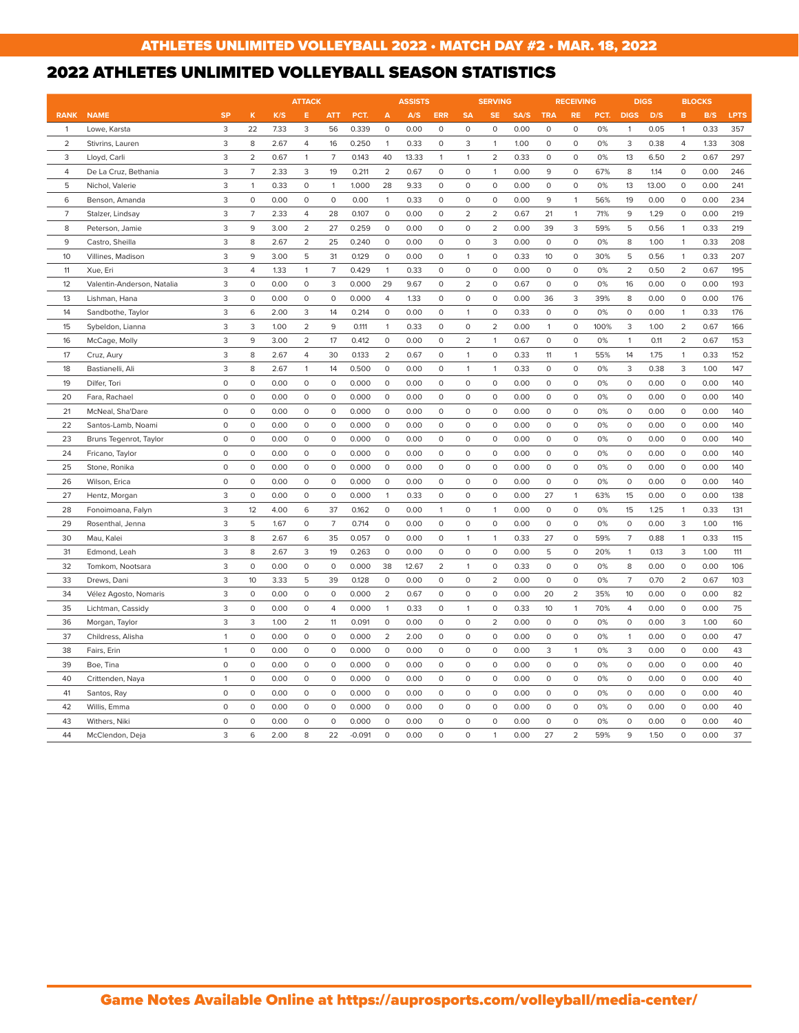## 2022 ATHLETES UNLIMITED VOLLEYBALL SEASON STATISTICS

| | | | ATTACK | | | | | ASSISTS | | | SERVING | | | RECEIVING | | | DIGS | | BLOCKS | | |
|---|---|---|---|---|---|---|---|---|---|---|---|---|---|---|---|---|---|---|---|---|---|
| RANK | NAME | SP | K | K/S | E | ATT | PCT. | A | A/S | ERR | SA | SE | SA/S | TRA | RE | PCT. | DIGS | D/S | B | B/S | LPTS |
| 1 | Lowe, Karsta | 3 | 22 | 7.33 | 3 | 56 | 0.339 | 0 | 0.00 | 0 | 0 | 0 | 0.00 | 0 | 0 | 0% | 1 | 0.05 | 1 | 0.33 | 357 |
| 2 | Stivrins, Lauren | 3 | 8 | 2.67 | 4 | 16 | 0.250 | 1 | 0.33 | 0 | 3 | 1 | 1.00 | 0 | 0 | 0% | 3 | 0.38 | 4 | 1.33 | 308 |
| 3 | Lloyd, Carli | 3 | 2 | 0.67 | 1 | 7 | 0.143 | 40 | 13.33 | 1 | 1 | 2 | 0.33 | 0 | 0 | 0% | 13 | 6.50 | 2 | 0.67 | 297 |
| 4 | De La Cruz, Bethania | 3 | 7 | 2.33 | 3 | 19 | 0.211 | 2 | 0.67 | 0 | 0 | 1 | 0.00 | 9 | 0 | 67% | 8 | 1.14 | 0 | 0.00 | 246 |
| 5 | Nichol, Valerie | 3 | 1 | 0.33 | 0 | 1 | 1.000 | 28 | 9.33 | 0 | 0 | 0 | 0.00 | 0 | 0 | 0% | 13 | 13.00 | 0 | 0.00 | 241 |
| 6 | Benson, Amanda | 3 | 0 | 0.00 | 0 | 0 | 0.00 | 1 | 0.33 | 0 | 0 | 0 | 0.00 | 9 | 1 | 56% | 19 | 0.00 | 0 | 0.00 | 234 |
| 7 | Stalzer, Lindsay | 3 | 7 | 2.33 | 4 | 28 | 0.107 | 0 | 0.00 | 0 | 2 | 2 | 0.67 | 21 | 1 | 71% | 9 | 1.29 | 0 | 0.00 | 219 |
| 8 | Peterson, Jamie | 3 | 9 | 3.00 | 2 | 27 | 0.259 | 0 | 0.00 | 0 | 0 | 2 | 0.00 | 39 | 3 | 59% | 5 | 0.56 | 1 | 0.33 | 219 |
| 9 | Castro, Sheilla | 3 | 8 | 2.67 | 2 | 25 | 0.240 | 0 | 0.00 | 0 | 0 | 3 | 0.00 | 0 | 0 | 0% | 8 | 1.00 | 1 | 0.33 | 208 |
| 10 | Villines, Madison | 3 | 9 | 3.00 | 5 | 31 | 0.129 | 0 | 0.00 | 0 | 1 | 0 | 0.33 | 10 | 0 | 30% | 5 | 0.56 | 1 | 0.33 | 207 |
| 11 | Xue, Eri | 3 | 4 | 1.33 | 1 | 7 | 0.429 | 1 | 0.33 | 0 | 0 | 0 | 0.00 | 0 | 0 | 0% | 2 | 0.50 | 2 | 0.67 | 195 |
| 12 | Valentin-Anderson, Natalia | 3 | 0 | 0.00 | 0 | 3 | 0.000 | 29 | 9.67 | 0 | 2 | 0 | 0.67 | 0 | 0 | 0% | 16 | 0.00 | 0 | 0.00 | 193 |
| 13 | Lishman, Hana | 3 | 0 | 0.00 | 0 | 0 | 0.000 | 4 | 1.33 | 0 | 0 | 0 | 0.00 | 36 | 3 | 39% | 8 | 0.00 | 0 | 0.00 | 176 |
| 14 | Sandbothe, Taylor | 3 | 6 | 2.00 | 3 | 14 | 0.214 | 0 | 0.00 | 0 | 1 | 0 | 0.33 | 0 | 0 | 0% | 0 | 0.00 | 1 | 0.33 | 176 |
| 15 | Sybeldon, Lianna | 3 | 3 | 1.00 | 2 | 9 | 0.111 | 1 | 0.33 | 0 | 0 | 2 | 0.00 | 1 | 0 | 100% | 3 | 1.00 | 2 | 0.67 | 166 |
| 16 | McCage, Molly | 3 | 9 | 3.00 | 2 | 17 | 0.412 | 0 | 0.00 | 0 | 2 | 1 | 0.67 | 0 | 0 | 0% | 1 | 0.11 | 2 | 0.67 | 153 |
| 17 | Cruz, Aury | 3 | 8 | 2.67 | 4 | 30 | 0.133 | 2 | 0.67 | 0 | 1 | 0 | 0.33 | 11 | 1 | 55% | 14 | 1.75 | 1 | 0.33 | 152 |
| 18 | Bastianelli, Ali | 3 | 8 | 2.67 | 1 | 14 | 0.500 | 0 | 0.00 | 0 | 1 | 1 | 0.33 | 0 | 0 | 0% | 3 | 0.38 | 3 | 1.00 | 147 |
| 19 | Dilfer, Tori | 0 | 0 | 0.00 | 0 | 0 | 0.000 | 0 | 0.00 | 0 | 0 | 0 | 0.00 | 0 | 0 | 0% | 0 | 0.00 | 0 | 0.00 | 140 |
| 20 | Fara, Rachael | 0 | 0 | 0.00 | 0 | 0 | 0.000 | 0 | 0.00 | 0 | 0 | 0 | 0.00 | 0 | 0 | 0% | 0 | 0.00 | 0 | 0.00 | 140 |
| 21 | McNeal, Sha'Dare | 0 | 0 | 0.00 | 0 | 0 | 0.000 | 0 | 0.00 | 0 | 0 | 0 | 0.00 | 0 | 0 | 0% | 0 | 0.00 | 0 | 0.00 | 140 |
| 22 | Santos-Lamb, Noami | 0 | 0 | 0.00 | 0 | 0 | 0.000 | 0 | 0.00 | 0 | 0 | 0 | 0.00 | 0 | 0 | 0% | 0 | 0.00 | 0 | 0.00 | 140 |
| 23 | Bruns Tegenrot, Taylor | 0 | 0 | 0.00 | 0 | 0 | 0.000 | 0 | 0.00 | 0 | 0 | 0 | 0.00 | 0 | 0 | 0% | 0 | 0.00 | 0 | 0.00 | 140 |
| 24 | Fricano, Taylor | 0 | 0 | 0.00 | 0 | 0 | 0.000 | 0 | 0.00 | 0 | 0 | 0 | 0.00 | 0 | 0 | 0% | 0 | 0.00 | 0 | 0.00 | 140 |
| 25 | Stone, Ronika | 0 | 0 | 0.00 | 0 | 0 | 0.000 | 0 | 0.00 | 0 | 0 | 0 | 0.00 | 0 | 0 | 0% | 0 | 0.00 | 0 | 0.00 | 140 |
| 26 | Wilson, Erica | 0 | 0 | 0.00 | 0 | 0 | 0.000 | 0 | 0.00 | 0 | 0 | 0 | 0.00 | 0 | 0 | 0% | 0 | 0.00 | 0 | 0.00 | 140 |
| 27 | Hentz, Morgan | 3 | 0 | 0.00 | 0 | 0 | 0.000 | 1 | 0.33 | 0 | 0 | 0 | 0.00 | 27 | 1 | 63% | 15 | 0.00 | 0 | 0.00 | 138 |
| 28 | Fonoimoana, Falyn | 3 | 12 | 4.00 | 6 | 37 | 0.162 | 0 | 0.00 | 1 | 0 | 1 | 0.00 | 0 | 0 | 0% | 15 | 1.25 | 1 | 0.33 | 131 |
| 29 | Rosenthal, Jenna | 3 | 5 | 1.67 | 0 | 7 | 0.714 | 0 | 0.00 | 0 | 0 | 0 | 0.00 | 0 | 0 | 0% | 0 | 0.00 | 3 | 1.00 | 116 |
| 30 | Mau, Kalei | 3 | 8 | 2.67 | 6 | 35 | 0.057 | 0 | 0.00 | 0 | 1 | 1 | 0.33 | 27 | 0 | 59% | 7 | 0.88 | 1 | 0.33 | 115 |
| 31 | Edmond, Leah | 3 | 8 | 2.67 | 3 | 19 | 0.263 | 0 | 0.00 | 0 | 0 | 0 | 0.00 | 5 | 0 | 20% | 1 | 0.13 | 3 | 1.00 | 111 |
| 32 | Tomkom, Nootsara | 3 | 0 | 0.00 | 0 | 0 | 0.000 | 38 | 12.67 | 2 | 1 | 0 | 0.33 | 0 | 0 | 0% | 8 | 0.00 | 0 | 0.00 | 106 |
| 33 | Drews, Dani | 3 | 10 | 3.33 | 5 | 39 | 0.128 | 0 | 0.00 | 0 | 0 | 2 | 0.00 | 0 | 0 | 0% | 7 | 0.70 | 2 | 0.67 | 103 |
| 34 | Vélez Agosto, Nomaris | 3 | 0 | 0.00 | 0 | 0 | 0.000 | 2 | 0.67 | 0 | 0 | 0 | 0.00 | 20 | 2 | 35% | 10 | 0.00 | 0 | 0.00 | 82 |
| 35 | Lichtman, Cassidy | 3 | 0 | 0.00 | 0 | 4 | 0.000 | 1 | 0.33 | 0 | 1 | 0 | 0.33 | 10 | 1 | 70% | 4 | 0.00 | 0 | 0.00 | 75 |
| 36 | Morgan, Taylor | 3 | 3 | 1.00 | 2 | 11 | 0.091 | 0 | 0.00 | 0 | 0 | 2 | 0.00 | 0 | 0 | 0% | 0 | 0.00 | 3 | 1.00 | 60 |
| 37 | Childress, Alisha | 1 | 0 | 0.00 | 0 | 0 | 0.000 | 2 | 2.00 | 0 | 0 | 0 | 0.00 | 0 | 0 | 0% | 1 | 0.00 | 0 | 0.00 | 47 |
| 38 | Fairs, Erin | 1 | 0 | 0.00 | 0 | 0 | 0.000 | 0 | 0.00 | 0 | 0 | 0 | 0.00 | 3 | 1 | 0% | 3 | 0.00 | 0 | 0.00 | 43 |
| 39 | Boe, Tina | 0 | 0 | 0.00 | 0 | 0 | 0.000 | 0 | 0.00 | 0 | 0 | 0 | 0.00 | 0 | 0 | 0% | 0 | 0.00 | 0 | 0.00 | 40 |
| 40 | Crittenden, Naya | 1 | 0 | 0.00 | 0 | 0 | 0.000 | 0 | 0.00 | 0 | 0 | 0 | 0.00 | 0 | 0 | 0% | 0 | 0.00 | 0 | 0.00 | 40 |
| 41 | Santos, Ray | 0 | 0 | 0.00 | 0 | 0 | 0.000 | 0 | 0.00 | 0 | 0 | 0 | 0.00 | 0 | 0 | 0% | 0 | 0.00 | 0 | 0.00 | 40 |
| 42 | Willis, Emma | 0 | 0 | 0.00 | 0 | 0 | 0.000 | 0 | 0.00 | 0 | 0 | 0 | 0.00 | 0 | 0 | 0% | 0 | 0.00 | 0 | 0.00 | 40 |
| 43 | Withers, Niki | 0 | 0 | 0.00 | 0 | 0 | 0.000 | 0 | 0.00 | 0 | 0 | 0 | 0.00 | 0 | 0 | 0% | 0 | 0.00 | 0 | 0.00 | 40 |
| 44 | McClendon, Deja | 3 | 6 | 2.00 | 8 | 22 | -0.091 | 0 | 0.00 | 0 | 0 | 1 | 0.00 | 27 | 2 | 59% | 9 | 1.50 | 0 | 0.00 | 37 |

**Game Notes Available Online at https://auprosports.com/volleyball/media-center/**